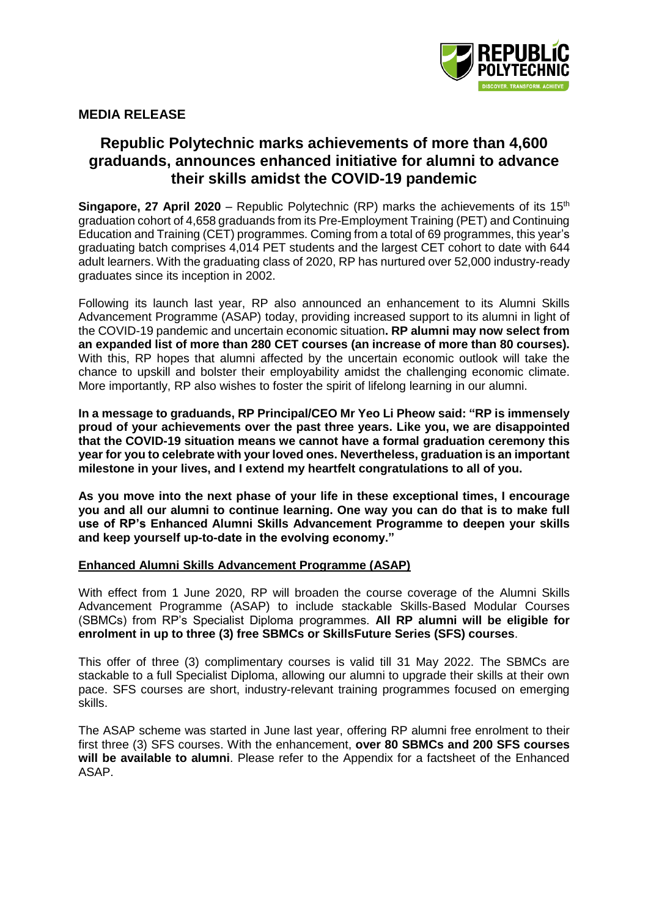**MEDIA RELEASE**

# Republic Polytechnic marks achievements of more than 4,600 graduands, announces enhanced initiative for alumni to advance their skills amidst the COVID-19 pandemic

**Singapore, 27 April 2020** – Republic Polytechnic (RP) marks the achievements of its 15th graduation cohort of 4,658 graduands from its Pre-Employment Training (PET) and Continuing Education and Training (CET) programmes. Coming from a total of 69 programmes, this year's graduating batch comprises 4,014 PET students and the largest CET cohort to date with 644 adult learners. With the graduating class of 2020, RP has nurtured over 52,000 industry-ready graduates since its inception in 2002.

Following its launch last year, RP also announced an enhancement to its Alumni Skills Advancement Programme (ASAP) today, providing increased support to its alumni in light of the COVID-19 pandemic and uncertain economic situation**. RP alumni may now select from an expanded list of more than 280 CET courses (an increase of more than 80 courses).** With this, RP hopes that alumni affected by the uncertain economic outlook will take the chance to upskill and bolster their employability amidst the challenging economic climate. More importantly, RP also wishes to foster the spirit of lifelong learning in our alumni.

**In a message to graduands, RP Principal/CEO Mr Yeo Li Pheow said: "RP is immensely proud of your achievements over the past three years. Like you, we are disappointed that the COVID-19 situation means we cannot have a formal graduation ceremony this year for you to celebrate with your loved ones. Nevertheless, graduation is an important milestone in your lives, and I extend my heartfelt congratulations to all of you.**

**As you move into the next phase of your life in these exceptional times, I encourage you and all our alumni to continue learning. One way you can do that is to make full use of RP's Enhanced Alumni Skills Advancement Programme to deepen your skills and keep yourself up-to-date in the evolving economy."**

**Enhanced Alumni Skills Advancement Programme (ASAP)**

With effect from 1 June 2020, RP will broaden the course coverage of the Alumni Skills Advancement Programme (ASAP) to include stackable Skills-Based Modular Courses (SBMCs) from RP's Specialist Diploma programmes. **All RP alumni will be eligible for enrolment in up to three (3) free SBMCs or SkillsFuture Series (SFS) courses**.

This offer of three (3) complimentary courses is valid till 31 May 2022. The SBMCs are stackable to a full Specialist Diploma, allowing our alumni to upgrade their skills at their own pace. SFS courses are short, industry-relevant training programmes focused on emerging skills.

The ASAP scheme was started in June last year, offering RP alumni free enrolment to their first three (3) SFS courses. With the enhancement, **over 80 SBMCs and 200 SFS courses will be available to alumni**. Please refer to the Appendix for a factsheet of the Enhanced ASAP.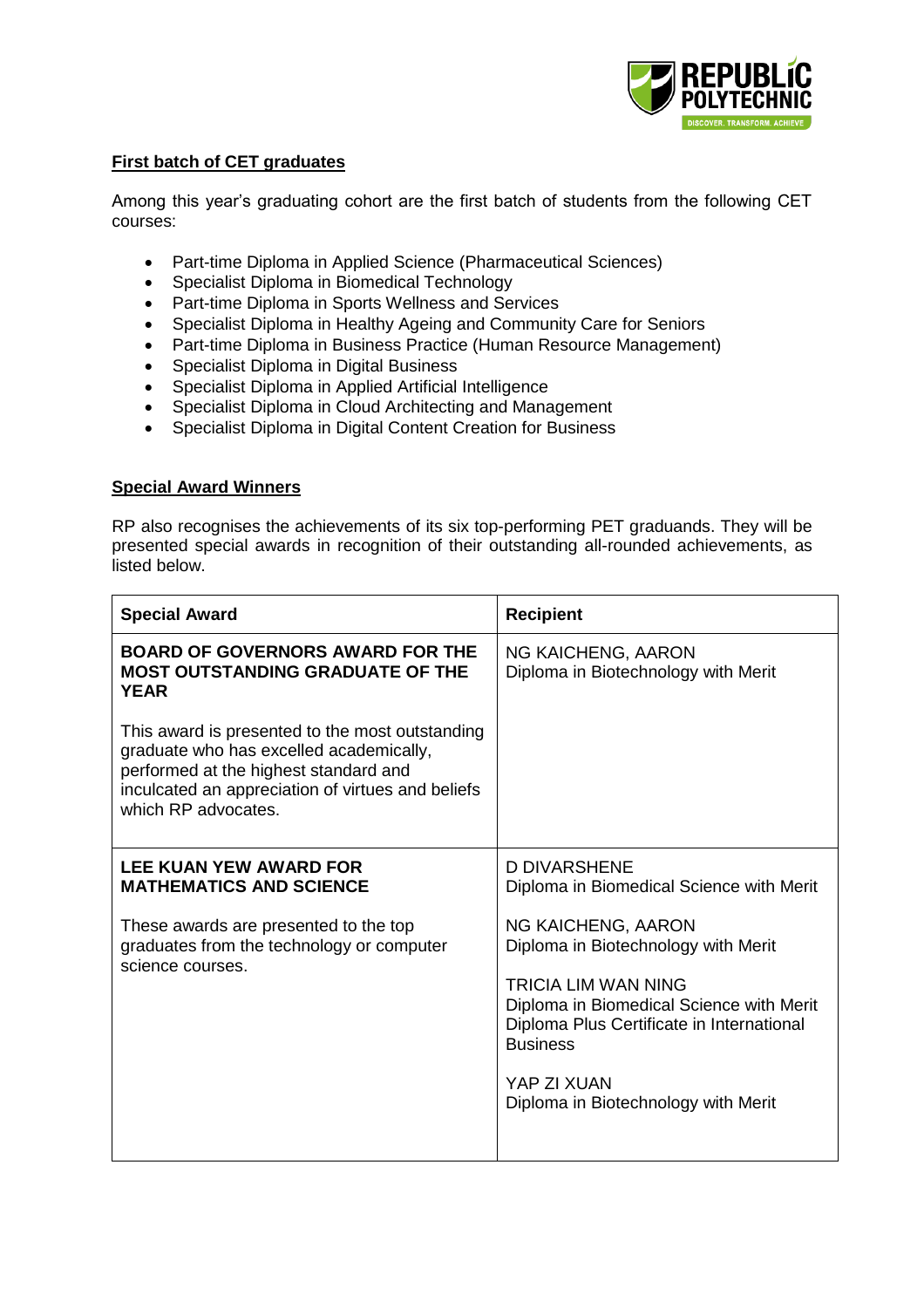## First batch of CET graduates

Among this year's graduating cohort are the first batch of students from the following CET courses:

- Part-time Diploma in Applied Science (Pharmaceutical Sciences)
- Specialist Diploma in Biomedical Technology
- Part-time Diploma in Sports Wellness and Services
- Specialist Diploma in Healthy Ageing and Community Care for Seniors
- Part-time Diploma in Business Practice (Human Resource Management)
- Specialist Diploma in Digital Business
- Specialist Diploma in Applied Artificial Intelligence
- Specialist Diploma in Cloud Architecting and Management
- Specialist Diploma in Digital Content Creation for Business

## Special Award Winners

RP also recognises the achievements of its six top-performing PET graduands. They will be presented special awards in recognition of their outstanding all-rounded achievements, as listed below.

| Special Award | Recipient |
|---|---|
| **BOARD OF GOVERNORS AWARD FOR THE MOST OUTSTANDING GRADUATE OF THE YEAR**<br><br>This award is presented to the most outstanding graduate who has excelled academically, performed at the highest standard and inculcated an appreciation of virtues and beliefs which RP advocates. | NG KAICHENG, AARON<br>Diploma in Biotechnology with Merit |
| **LEE KUAN YEW AWARD FOR MATHEMATICS AND SCIENCE**<br><br>These awards are presented to the top graduates from the technology or computer science courses. | D DIVARSHENE<br>Diploma in Biomedical Science with Merit<br><br>NG KAICHENG, AARON<br>Diploma in Biotechnology with Merit<br><br>TRICIA LIM WAN NING<br>Diploma in Biomedical Science with Merit<br>Diploma Plus Certificate in International Business<br><br>YAP ZI XUAN<br>Diploma in Biotechnology with Merit |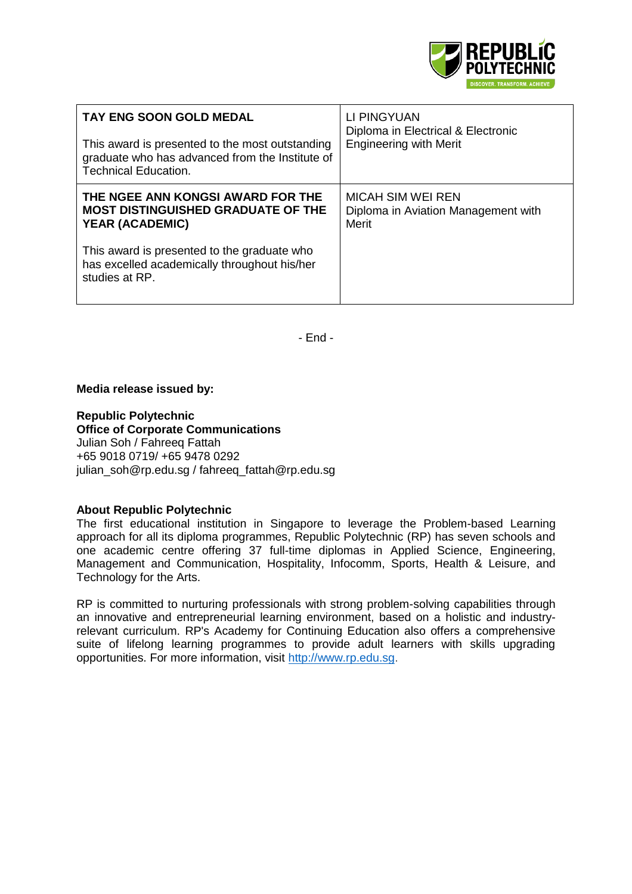| | |
|---|---|
| **TAY ENG SOON GOLD MEDAL**<br><br>This award is presented to the most outstanding graduate who has advanced from the Institute of Technical Education. | LI PINGYUAN<br>Diploma in Electrical & Electronic Engineering with Merit |
| **THE NGEE ANN KONGSI AWARD FOR THE MOST DISTINGUISHED GRADUATE OF THE YEAR (ACADEMIC)**<br><br>This award is presented to the graduate who has excelled academically throughout his/her studies at RP. | MICAH SIM WEI REN<br>Diploma in Aviation Management with Merit |

- End -

**Media release issued by:**

**Republic Polytechnic**
**Office of Corporate Communications**
Julian Soh / Fahreeq Fattah
+65 9018 0719/ +65 9478 0292
julian_soh@rp.edu.sg / fahreeq_fattah@rp.edu.sg

**About Republic Polytechnic**

The first educational institution in Singapore to leverage the Problem-based Learning approach for all its diploma programmes, Republic Polytechnic (RP) has seven schools and one academic centre offering 37 full-time diplomas in Applied Science, Engineering, Management and Communication, Hospitality, Infocomm, Sports, Health & Leisure, and Technology for the Arts.

RP is committed to nurturing professionals with strong problem-solving capabilities through an innovative and entrepreneurial learning environment, based on a holistic and industry-relevant curriculum. RP's Academy for Continuing Education also offers a comprehensive suite of lifelong learning programmes to provide adult learners with skills upgrading opportunities. For more information, visit [http://www.rp.edu.sg](http://www.rp.edu.sg).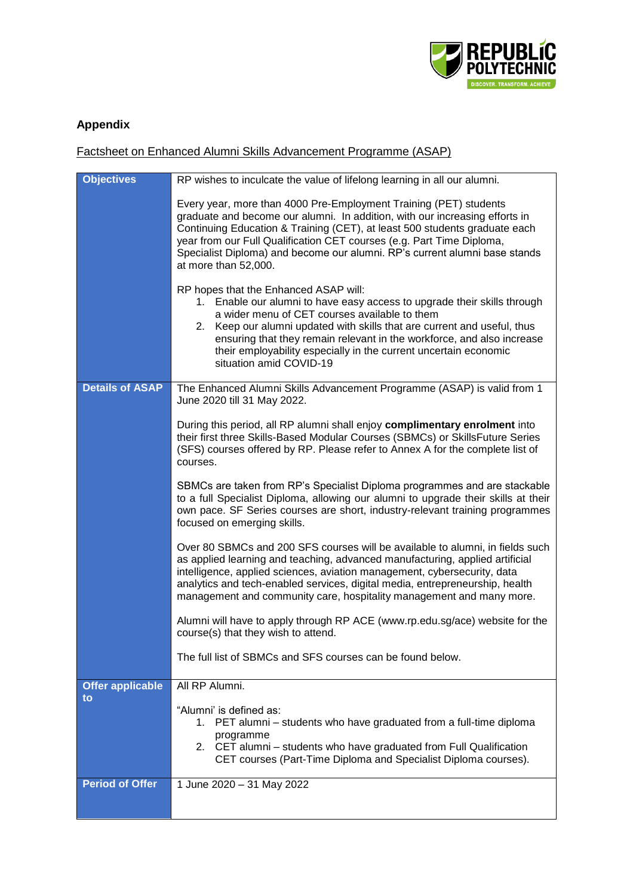**Appendix**

Factsheet on Enhanced Alumni Skills Advancement Programme (ASAP)

| | |
|---|---|
| **Objectives** | RP wishes to inculcate the value of lifelong learning in all our alumni.<br><br>Every year, more than 4000 Pre-Employment Training (PET) students graduate and become our alumni. In addition, with our increasing efforts in Continuing Education & Training (CET), at least 500 students graduate each year from our Full Qualification CET courses (e.g. Part Time Diploma, Specialist Diploma) and become our alumni. RP's current alumni base stands at more than 52,000.<br><br>RP hopes that the Enhanced ASAP will:<br>1. Enable our alumni to have easy access to upgrade their skills through a wider menu of CET courses available to them<br>2. Keep our alumni updated with skills that are current and useful, thus ensuring that they remain relevant in the workforce, and also increase their employability especially in the current uncertain economic situation amid COVID-19 |
| **Details of ASAP** | The Enhanced Alumni Skills Advancement Programme (ASAP) is valid from 1 June 2020 till 31 May 2022.<br><br>During this period, all RP alumni shall enjoy **complimentary enrolment** into their first three Skills-Based Modular Courses (SBMCs) or SkillsFuture Series (SFS) courses offered by RP. Please refer to Annex A for the complete list of courses.<br><br>SBMCs are taken from RP's Specialist Diploma programmes and are stackable to a full Specialist Diploma, allowing our alumni to upgrade their skills at their own pace. SF Series courses are short, industry-relevant training programmes focused on emerging skills.<br><br>Over 80 SBMCs and 200 SFS courses will be available to alumni, in fields such as applied learning and teaching, advanced manufacturing, applied artificial intelligence, applied sciences, aviation management, cybersecurity, data analytics and tech-enabled services, digital media, entrepreneurship, health management and community care, hospitality management and many more.<br><br>Alumni will have to apply through RP ACE (www.rp.edu.sg/ace) website for the course(s) that they wish to attend.<br><br>The full list of SBMCs and SFS courses can be found below. |
| **Offer applicable to** | All RP Alumni.<br><br>"Alumni' is defined as:<br>1. PET alumni – students who have graduated from a full-time diploma programme<br>2. CET alumni – students who have graduated from Full Qualification CET courses (Part-Time Diploma and Specialist Diploma courses). |
| **Period of Offer** | 1 June 2020 – 31 May 2022 |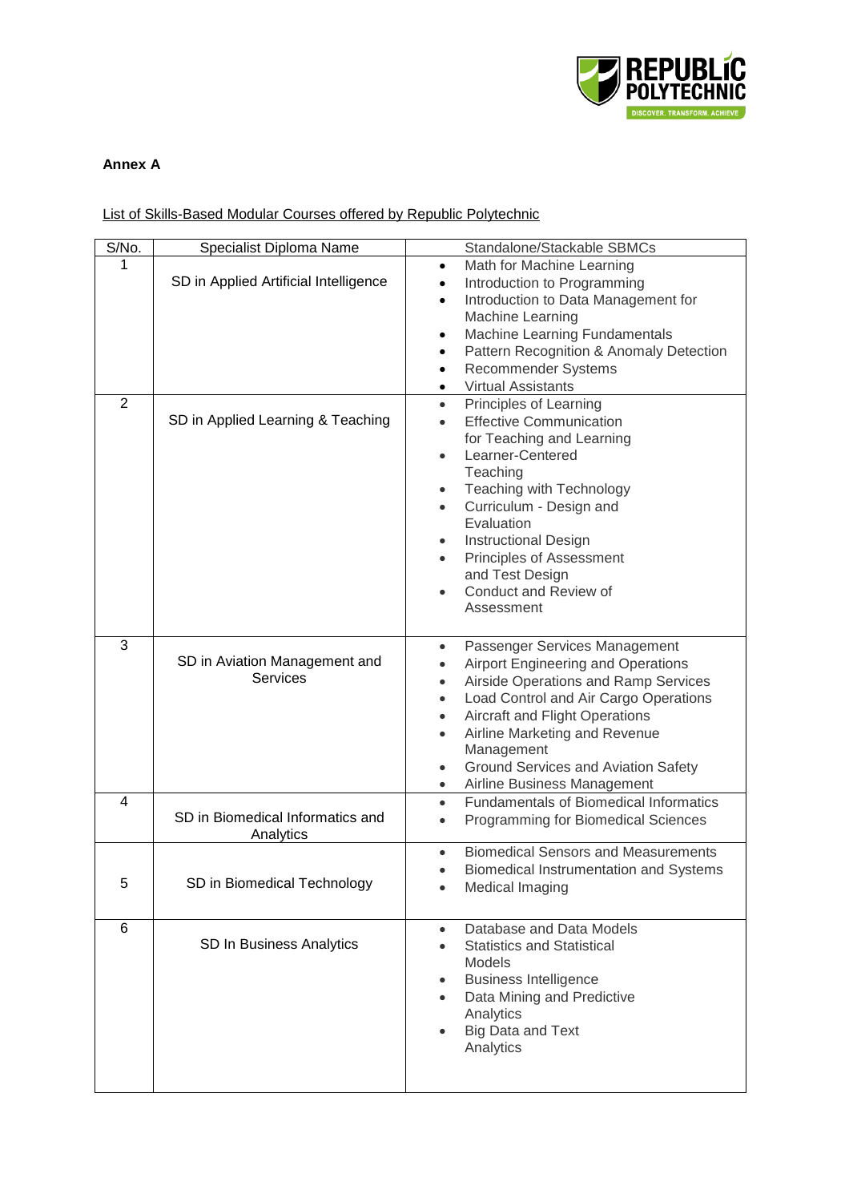**Annex A**

List of Skills-Based Modular Courses offered by Republic Polytechnic

| S/No. | Specialist Diploma Name | Standalone/Stackable SBMCs |
|---|---|---|
| 1 | SD in Applied Artificial Intelligence | • Math for Machine Learning<br>• Introduction to Programming<br>• Introduction to Data Management for Machine Learning<br>• Machine Learning Fundamentals<br>• Pattern Recognition & Anomaly Detection<br>• Recommender Systems<br>• Virtual Assistants |
| 2 | SD in Applied Learning & Teaching | • Principles of Learning<br>• Effective Communication for Teaching and Learning<br>• Learner-Centered Teaching<br>• Teaching with Technology<br>• Curriculum - Design and Evaluation<br>• Instructional Design<br>• Principles of Assessment and Test Design<br>• Conduct and Review of Assessment |
| 3 | SD in Aviation Management and Services | • Passenger Services Management<br>• Airport Engineering and Operations<br>• Airside Operations and Ramp Services<br>• Load Control and Air Cargo Operations<br>• Aircraft and Flight Operations<br>• Airline Marketing and Revenue Management<br>• Ground Services and Aviation Safety<br>• Airline Business Management |
| 4 | SD in Biomedical Informatics and Analytics | • Fundamentals of Biomedical Informatics<br>• Programming for Biomedical Sciences |
| 5 | SD in Biomedical Technology | • Biomedical Sensors and Measurements<br>• Biomedical Instrumentation and Systems<br>• Medical Imaging |
| 6 | SD In Business Analytics | • Database and Data Models<br>• Statistics and Statistical Models<br>• Business Intelligence<br>• Data Mining and Predictive Analytics<br>• Big Data and Text Analytics |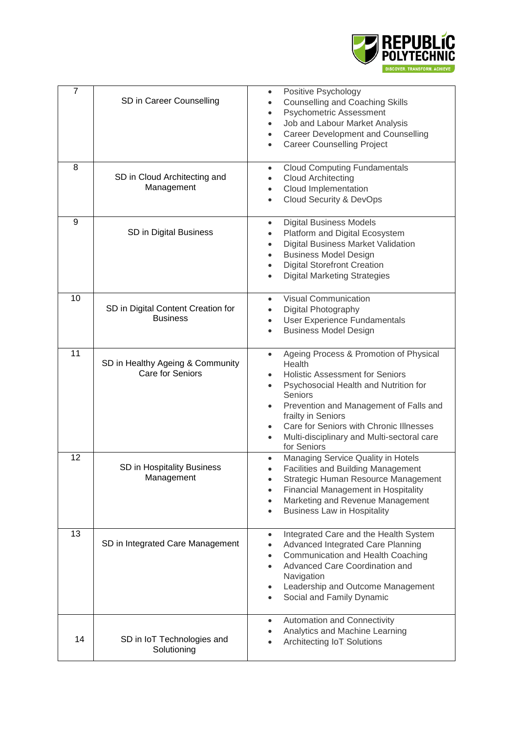| 7 | SD in Career Counselling | • Positive Psychology<br>• Counselling and Coaching Skills<br>• Psychometric Assessment<br>• Job and Labour Market Analysis<br>• Career Development and Counselling<br>• Career Counselling Project |
|---|---|---|
| 8 | SD in Cloud Architecting and Management | • Cloud Computing Fundamentals<br>• Cloud Architecting<br>• Cloud Implementation<br>• Cloud Security & DevOps |
| 9 | SD in Digital Business | • Digital Business Models<br>• Platform and Digital Ecosystem<br>• Digital Business Market Validation<br>• Business Model Design<br>• Digital Storefront Creation<br>• Digital Marketing Strategies |
| 10 | SD in Digital Content Creation for Business | • Visual Communication<br>• Digital Photography<br>• User Experience Fundamentals<br>• Business Model Design |
| 11 | SD in Healthy Ageing & Community Care for Seniors | • Ageing Process & Promotion of Physical Health<br>• Holistic Assessment for Seniors<br>• Psychosocial Health and Nutrition for Seniors<br>• Prevention and Management of Falls and frailty in Seniors<br>• Care for Seniors with Chronic Illnesses<br>• Multi-disciplinary and Multi-sectoral care for Seniors |
| 12 | SD in Hospitality Business Management | • Managing Service Quality in Hotels<br>• Facilities and Building Management<br>• Strategic Human Resource Management<br>• Financial Management in Hospitality<br>• Marketing and Revenue Management<br>• Business Law in Hospitality |
| 13 | SD in Integrated Care Management | • Integrated Care and the Health System<br>• Advanced Integrated Care Planning<br>• Communication and Health Coaching<br>• Advanced Care Coordination and Navigation<br>• Leadership and Outcome Management<br>• Social and Family Dynamic |
| 14 | SD in IoT Technologies and Solutioning | • Automation and Connectivity<br>• Analytics and Machine Learning<br>• Architecting IoT Solutions |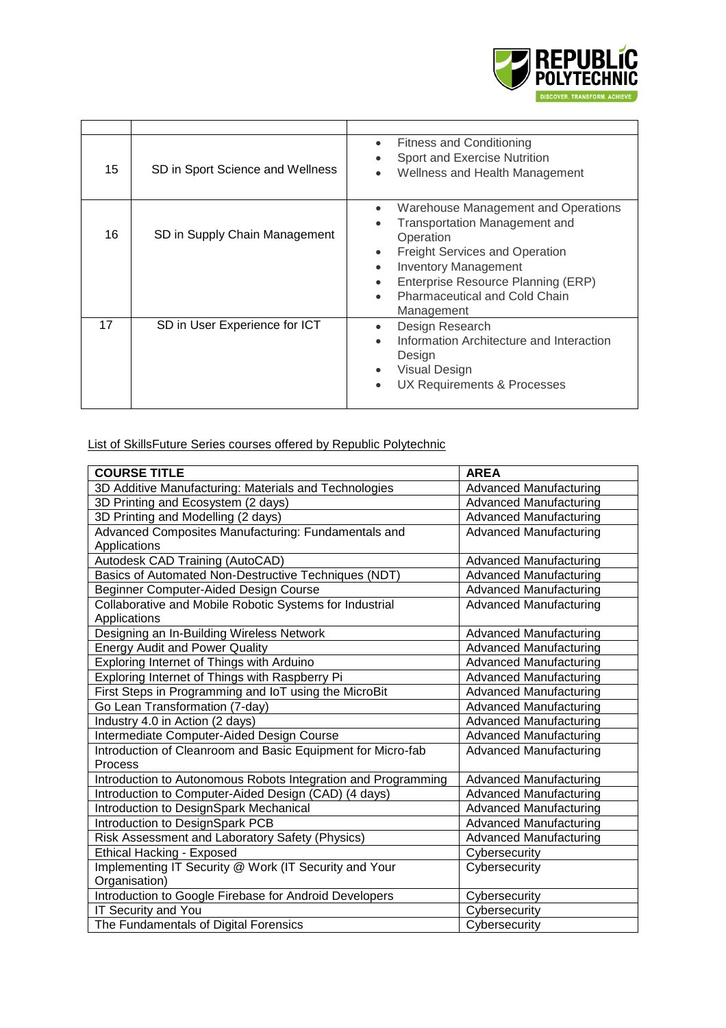| | | |
|---|---|---|
| 15 | SD in Sport Science and Wellness | • Fitness and Conditioning<br>• Sport and Exercise Nutrition<br>• Wellness and Health Management |
| 16 | SD in Supply Chain Management | • Warehouse Management and Operations<br>• Transportation Management and Operation<br>• Freight Services and Operation<br>• Inventory Management<br>• Enterprise Resource Planning (ERP)<br>• Pharmaceutical and Cold Chain Management |
| 17 | SD in User Experience for ICT | • Design Research<br>• Information Architecture and Interaction Design<br>• Visual Design<br>• UX Requirements & Processes |

List of SkillsFuture Series courses offered by Republic Polytechnic

| COURSE TITLE | AREA |
|---|---|
| 3D Additive Manufacturing: Materials and Technologies | Advanced Manufacturing |
| 3D Printing and Ecosystem (2 days) | Advanced Manufacturing |
| 3D Printing and Modelling (2 days) | Advanced Manufacturing |
| Advanced Composites Manufacturing: Fundamentals and Applications | Advanced Manufacturing |
| Autodesk CAD Training (AutoCAD) | Advanced Manufacturing |
| Basics of Automated Non-Destructive Techniques (NDT) | Advanced Manufacturing |
| Beginner Computer-Aided Design Course | Advanced Manufacturing |
| Collaborative and Mobile Robotic Systems for Industrial Applications | Advanced Manufacturing |
| Designing an In-Building Wireless Network | Advanced Manufacturing |
| Energy Audit and Power Quality | Advanced Manufacturing |
| Exploring Internet of Things with Arduino | Advanced Manufacturing |
| Exploring Internet of Things with Raspberry Pi | Advanced Manufacturing |
| First Steps in Programming and IoT using the MicroBit | Advanced Manufacturing |
| Go Lean Transformation (7-day) | Advanced Manufacturing |
| Industry 4.0 in Action (2 days) | Advanced Manufacturing |
| Intermediate Computer-Aided Design Course | Advanced Manufacturing |
| Introduction of Cleanroom and Basic Equipment for Micro-fab Process | Advanced Manufacturing |
| Introduction to Autonomous Robots Integration and Programming | Advanced Manufacturing |
| Introduction to Computer-Aided Design (CAD) (4 days) | Advanced Manufacturing |
| Introduction to DesignSpark Mechanical | Advanced Manufacturing |
| Introduction to DesignSpark PCB | Advanced Manufacturing |
| Risk Assessment and Laboratory Safety (Physics) | Advanced Manufacturing |
| Ethical Hacking - Exposed | Cybersecurity |
| Implementing IT Security @ Work (IT Security and Your Organisation) | Cybersecurity |
| Introduction to Google Firebase for Android Developers | Cybersecurity |
| IT Security and You | Cybersecurity |
| The Fundamentals of Digital Forensics | Cybersecurity |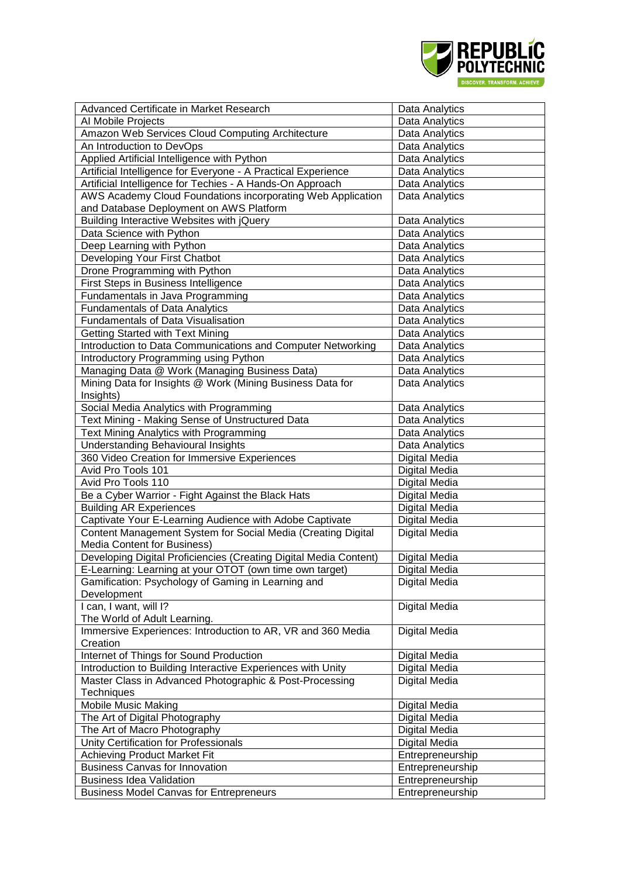| | |
|---|---|
| Advanced Certificate in Market Research | Data Analytics |
| AI Mobile Projects | Data Analytics |
| Amazon Web Services Cloud Computing Architecture | Data Analytics |
| An Introduction to DevOps | Data Analytics |
| Applied Artificial Intelligence with Python | Data Analytics |
| Artificial Intelligence for Everyone - A Practical Experience | Data Analytics |
| Artificial Intelligence for Techies - A Hands-On Approach | Data Analytics |
| AWS Academy Cloud Foundations incorporating Web Application and Database Deployment on AWS Platform | Data Analytics |
| Building Interactive Websites with jQuery | Data Analytics |
| Data Science with Python | Data Analytics |
| Deep Learning with Python | Data Analytics |
| Developing Your First Chatbot | Data Analytics |
| Drone Programming with Python | Data Analytics |
| First Steps in Business Intelligence | Data Analytics |
| Fundamentals in Java Programming | Data Analytics |
| Fundamentals of Data Analytics | Data Analytics |
| Fundamentals of Data Visualisation | Data Analytics |
| Getting Started with Text Mining | Data Analytics |
| Introduction to Data Communications and Computer Networking | Data Analytics |
| Introductory Programming using Python | Data Analytics |
| Managing Data @ Work (Managing Business Data) | Data Analytics |
| Mining Data for Insights @ Work (Mining Business Data for Insights) | Data Analytics |
| Social Media Analytics with Programming | Data Analytics |
| Text Mining - Making Sense of Unstructured Data | Data Analytics |
| Text Mining Analytics with Programming | Data Analytics |
| Understanding Behavioural Insights | Data Analytics |
| 360 Video Creation for Immersive Experiences | Digital Media |
| Avid Pro Tools 101 | Digital Media |
| Avid Pro Tools 110 | Digital Media |
| Be a Cyber Warrior - Fight Against the Black Hats | Digital Media |
| Building AR Experiences | Digital Media |
| Captivate Your E-Learning Audience with Adobe Captivate | Digital Media |
| Content Management System for Social Media (Creating Digital Media Content for Business) | Digital Media |
| Developing Digital Proficiencies (Creating Digital Media Content) | Digital Media |
| E-Learning: Learning at your OTOT (own time own target) | Digital Media |
| Gamification: Psychology of Gaming in Learning and Development | Digital Media |
| I can, I want, will I? The World of Adult Learning. | Digital Media |
| Immersive Experiences: Introduction to AR, VR and 360 Media Creation | Digital Media |
| Internet of Things for Sound Production | Digital Media |
| Introduction to Building Interactive Experiences with Unity | Digital Media |
| Master Class in Advanced Photographic & Post-Processing Techniques | Digital Media |
| Mobile Music Making | Digital Media |
| The Art of Digital Photography | Digital Media |
| The Art of Macro Photography | Digital Media |
| Unity Certification for Professionals | Digital Media |
| Achieving Product Market Fit | Entrepreneurship |
| Business Canvas for Innovation | Entrepreneurship |
| Business Idea Validation | Entrepreneurship |
| Business Model Canvas for Entrepreneurs | Entrepreneurship |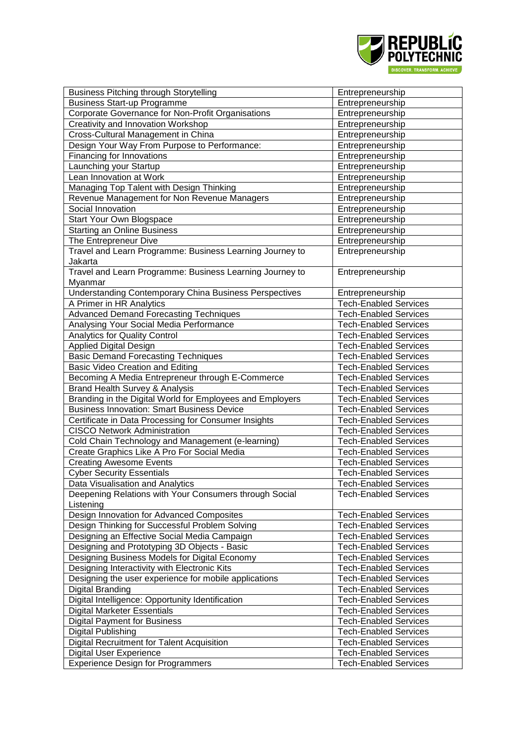| Business Pitching through Storytelling | Entrepreneurship |
|---|---|
| Business Start-up Programme | Entrepreneurship |
| Corporate Governance for Non-Profit Organisations | Entrepreneurship |
| Creativity and Innovation Workshop | Entrepreneurship |
| Cross-Cultural Management in China | Entrepreneurship |
| Design Your Way From Purpose to Performance: | Entrepreneurship |
| Financing for Innovations | Entrepreneurship |
| Launching your Startup | Entrepreneurship |
| Lean Innovation at Work | Entrepreneurship |
| Managing Top Talent with Design Thinking | Entrepreneurship |
| Revenue Management for Non Revenue Managers | Entrepreneurship |
| Social Innovation | Entrepreneurship |
| Start Your Own Blogspace | Entrepreneurship |
| Starting an Online Business | Entrepreneurship |
| The Entrepreneur Dive | Entrepreneurship |
| Travel and Learn Programme: Business Learning Journey to Jakarta | Entrepreneurship |
| Travel and Learn Programme: Business Learning Journey to Myanmar | Entrepreneurship |
| Understanding Contemporary China Business Perspectives | Entrepreneurship |
| A Primer in HR Analytics | Tech-Enabled Services |
| Advanced Demand Forecasting Techniques | Tech-Enabled Services |
| Analysing Your Social Media Performance | Tech-Enabled Services |
| Analytics for Quality Control | Tech-Enabled Services |
| Applied Digital Design | Tech-Enabled Services |
| Basic Demand Forecasting Techniques | Tech-Enabled Services |
| Basic Video Creation and Editing | Tech-Enabled Services |
| Becoming A Media Entrepreneur through E-Commerce | Tech-Enabled Services |
| Brand Health Survey & Analysis | Tech-Enabled Services |
| Branding in the Digital World for Employees and Employers | Tech-Enabled Services |
| Business Innovation: Smart Business Device | Tech-Enabled Services |
| Certificate in Data Processing for Consumer Insights | Tech-Enabled Services |
| CISCO Network Administration | Tech-Enabled Services |
| Cold Chain Technology and Management (e-learning) | Tech-Enabled Services |
| Create Graphics Like A Pro For Social Media | Tech-Enabled Services |
| Creating Awesome Events | Tech-Enabled Services |
| Cyber Security Essentials | Tech-Enabled Services |
| Data Visualisation and Analytics | Tech-Enabled Services |
| Deepening Relations with Your Consumers through Social Listening | Tech-Enabled Services |
| Design Innovation for Advanced Composites | Tech-Enabled Services |
| Design Thinking for Successful Problem Solving | Tech-Enabled Services |
| Designing an Effective Social Media Campaign | Tech-Enabled Services |
| Designing and Prototyping 3D Objects - Basic | Tech-Enabled Services |
| Designing Business Models for Digital Economy | Tech-Enabled Services |
| Designing Interactivity with Electronic Kits | Tech-Enabled Services |
| Designing the user experience for mobile applications | Tech-Enabled Services |
| Digital Branding | Tech-Enabled Services |
| Digital Intelligence: Opportunity Identification | Tech-Enabled Services |
| Digital Marketer Essentials | Tech-Enabled Services |
| Digital Payment for Business | Tech-Enabled Services |
| Digital Publishing | Tech-Enabled Services |
| Digital Recruitment for Talent Acquisition | Tech-Enabled Services |
| Digital User Experience | Tech-Enabled Services |
| Experience Design for Programmers | Tech-Enabled Services |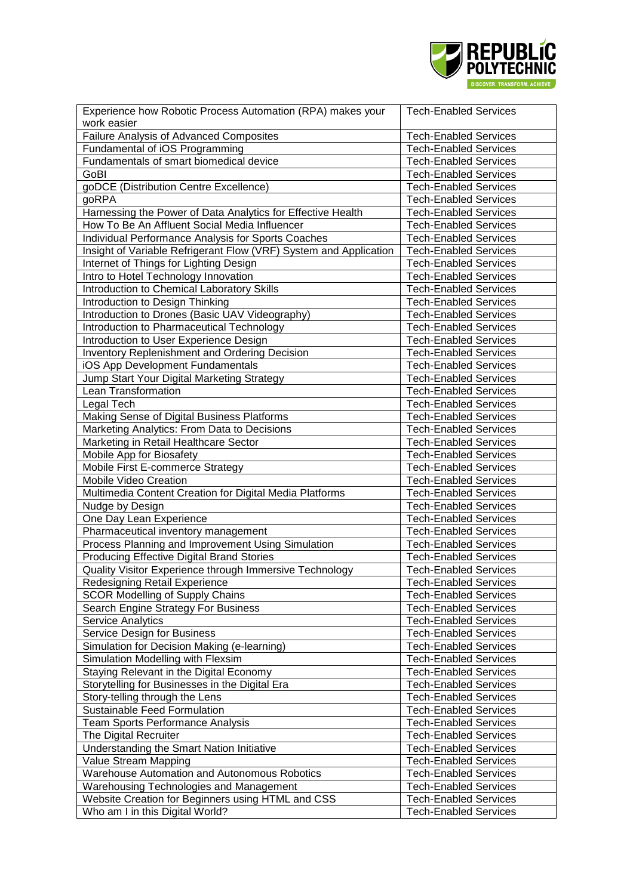| Experience how Robotic Process Automation (RPA) makes your work easier | Tech-Enabled Services |
|---|---|
| Failure Analysis of Advanced Composites | Tech-Enabled Services |
| Fundamental of iOS Programming | Tech-Enabled Services |
| Fundamentals of smart biomedical device | Tech-Enabled Services |
| GoBI | Tech-Enabled Services |
| goDCE (Distribution Centre Excellence) | Tech-Enabled Services |
| goRPA | Tech-Enabled Services |
| Harnessing the Power of Data Analytics for Effective Health | Tech-Enabled Services |
| How To Be An Affluent Social Media Influencer | Tech-Enabled Services |
| Individual Performance Analysis for Sports Coaches | Tech-Enabled Services |
| Insight of Variable Refrigerant Flow (VRF) System and Application | Tech-Enabled Services |
| Internet of Things for Lighting Design | Tech-Enabled Services |
| Intro to Hotel Technology Innovation | Tech-Enabled Services |
| Introduction to Chemical Laboratory Skills | Tech-Enabled Services |
| Introduction to Design Thinking | Tech-Enabled Services |
| Introduction to Drones (Basic UAV Videography) | Tech-Enabled Services |
| Introduction to Pharmaceutical Technology | Tech-Enabled Services |
| Introduction to User Experience Design | Tech-Enabled Services |
| Inventory Replenishment and Ordering Decision | Tech-Enabled Services |
| iOS App Development Fundamentals | Tech-Enabled Services |
| Jump Start Your Digital Marketing Strategy | Tech-Enabled Services |
| Lean Transformation | Tech-Enabled Services |
| Legal Tech | Tech-Enabled Services |
| Making Sense of Digital Business Platforms | Tech-Enabled Services |
| Marketing Analytics: From Data to Decisions | Tech-Enabled Services |
| Marketing in Retail Healthcare Sector | Tech-Enabled Services |
| Mobile App for Biosafety | Tech-Enabled Services |
| Mobile First E-commerce Strategy | Tech-Enabled Services |
| Mobile Video Creation | Tech-Enabled Services |
| Multimedia Content Creation for Digital Media Platforms | Tech-Enabled Services |
| Nudge by Design | Tech-Enabled Services |
| One Day Lean Experience | Tech-Enabled Services |
| Pharmaceutical inventory management | Tech-Enabled Services |
| Process Planning and Improvement Using Simulation | Tech-Enabled Services |
| Producing Effective Digital Brand Stories | Tech-Enabled Services |
| Quality Visitor Experience through Immersive Technology | Tech-Enabled Services |
| Redesigning Retail Experience | Tech-Enabled Services |
| SCOR Modelling of Supply Chains | Tech-Enabled Services |
| Search Engine Strategy For Business | Tech-Enabled Services |
| Service Analytics | Tech-Enabled Services |
| Service Design for Business | Tech-Enabled Services |
| Simulation for Decision Making (e-learning) | Tech-Enabled Services |
| Simulation Modelling with Flexsim | Tech-Enabled Services |
| Staying Relevant in the Digital Economy | Tech-Enabled Services |
| Storytelling for Businesses in the Digital Era | Tech-Enabled Services |
| Story-telling through the Lens | Tech-Enabled Services |
| Sustainable Feed Formulation | Tech-Enabled Services |
| Team Sports Performance Analysis | Tech-Enabled Services |
| The Digital Recruiter | Tech-Enabled Services |
| Understanding the Smart Nation Initiative | Tech-Enabled Services |
| Value Stream Mapping | Tech-Enabled Services |
| Warehouse Automation and Autonomous Robotics | Tech-Enabled Services |
| Warehousing Technologies and Management | Tech-Enabled Services |
| Website Creation for Beginners using HTML and CSS | Tech-Enabled Services |
| Who am I in this Digital World? | Tech-Enabled Services |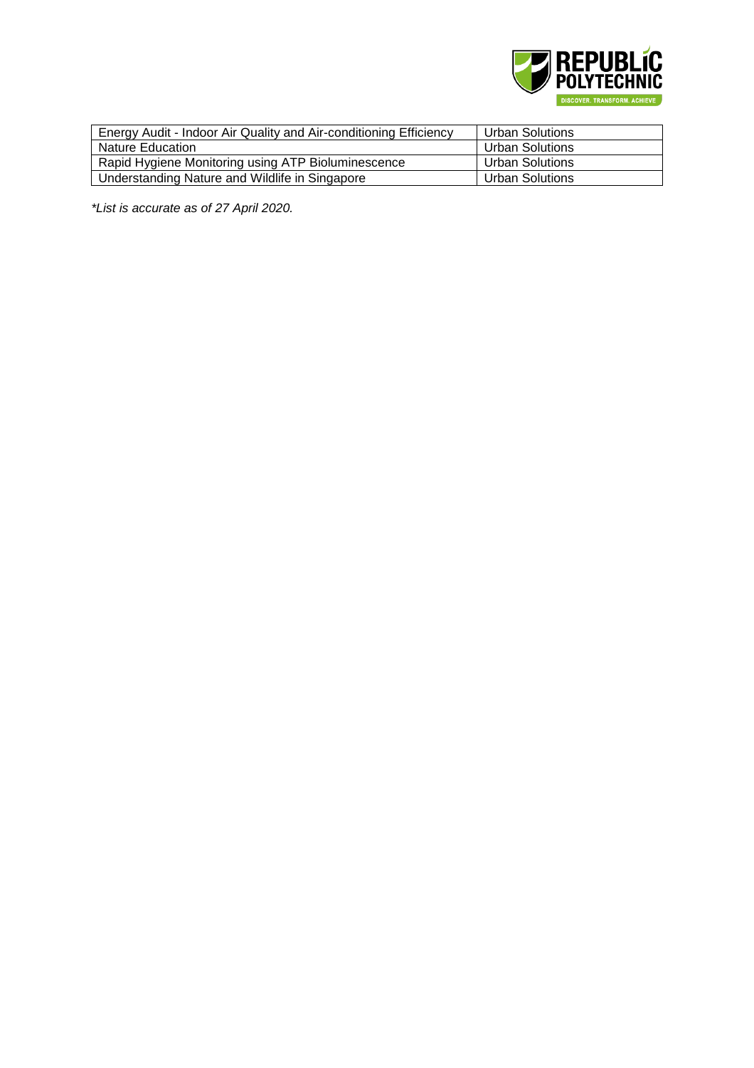| | |
|---|---|
| Energy Audit - Indoor Air Quality and Air-conditioning Efficiency | Urban Solutions |
| Nature Education | Urban Solutions |
| Rapid Hygiene Monitoring using ATP Bioluminescence | Urban Solutions |
| Understanding Nature and Wildlife in Singapore | Urban Solutions |

*\*List is accurate as of 27 April 2020.*